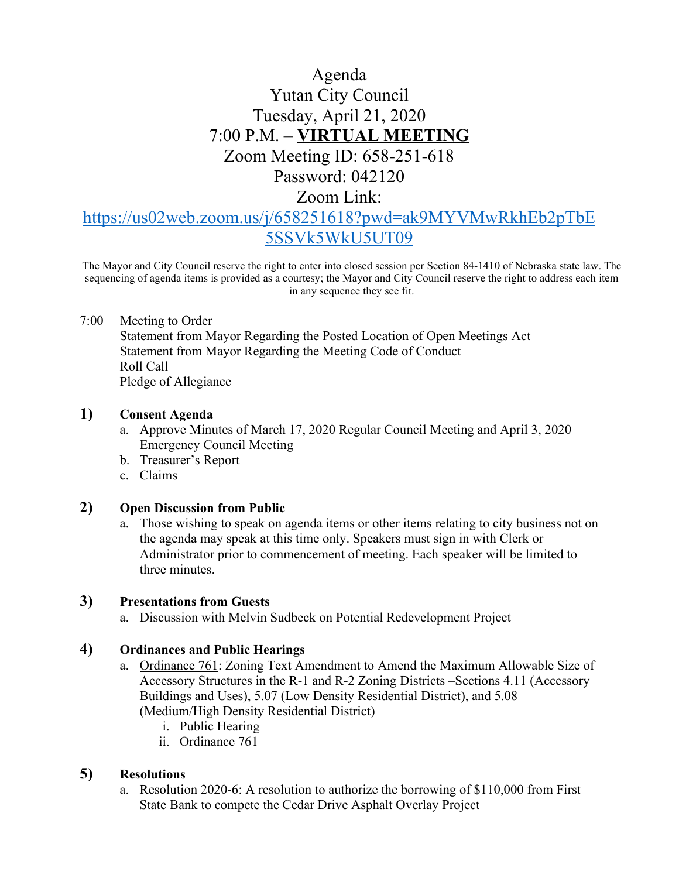# Agenda
# Yutan City Council
# Tuesday, April 21, 2020
# 7:00 P.M. – **VIRTUAL MEETING**
# Zoom Meeting ID: 658-251-618
# Password: 042120
# Zoom Link:

[https://us02web.zoom.us/j/658251618?pwd=ak9MYVMwRkhEb2pTbE5SSVk5WkU5UT09](https://us02web.zoom.us/j/658251618?pwd=ak9MYVMwRkhEb2pTbE5SSVk5WkU5UT09)

The Mayor and City Council reserve the right to enter into closed session per Section 84-1410 of Nebraska state law. The sequencing of agenda items is provided as a courtesy; the Mayor and City Council reserve the right to address each item in any sequence they see fit.

7:00 Meeting to Order
Statement from Mayor Regarding the Posted Location of Open Meetings Act
Statement from Mayor Regarding the Meeting Code of Conduct
Roll Call
Pledge of Allegiance

**1) Consent Agenda**

a. Approve Minutes of March 17, 2020 Regular Council Meeting and April 3, 2020 Emergency Council Meeting
b. Treasurer's Report
c. Claims

**2) Open Discussion from Public**

a. Those wishing to speak on agenda items or other items relating to city business not on the agenda may speak at this time only. Speakers must sign in with Clerk or Administrator prior to commencement of meeting. Each speaker will be limited to three minutes.

**3) Presentations from Guests**

a. Discussion with Melvin Sudbeck on Potential Redevelopment Project

**4) Ordinances and Public Hearings**

a. Ordinance 761: Zoning Text Amendment to Amend the Maximum Allowable Size of Accessory Structures in the R-1 and R-2 Zoning Districts –Sections 4.11 (Accessory Buildings and Uses), 5.07 (Low Density Residential District), and 5.08 (Medium/High Density Residential District)
   i. Public Hearing
   ii. Ordinance 761

**5) Resolutions**

a. Resolution 2020-6: A resolution to authorize the borrowing of $110,000 from First State Bank to compete the Cedar Drive Asphalt Overlay Project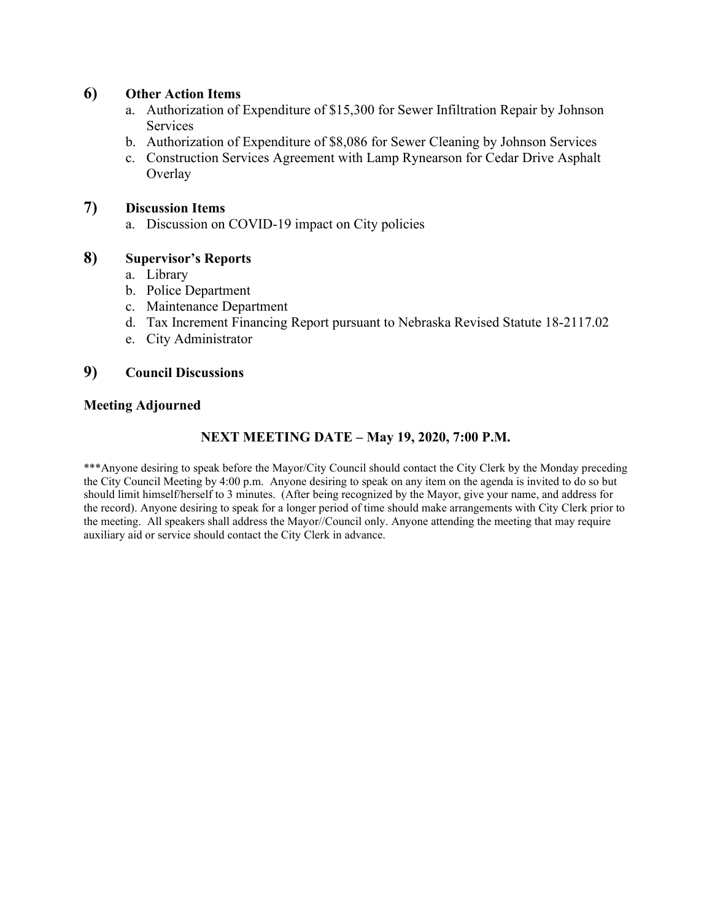## 6) Other Action Items

a. Authorization of Expenditure of $15,300 for Sewer Infiltration Repair by Johnson Services
b. Authorization of Expenditure of $8,086 for Sewer Cleaning by Johnson Services
c. Construction Services Agreement with Lamp Rynearson for Cedar Drive Asphalt Overlay

## 7) Discussion Items

a. Discussion on COVID-19 impact on City policies

## 8) Supervisor's Reports

a. Library
b. Police Department
c. Maintenance Department
d. Tax Increment Financing Report pursuant to Nebraska Revised Statute 18-2117.02
e. City Administrator

## 9) Council Discussions

**Meeting Adjourned**

**NEXT MEETING DATE – May 19, 2020, 7:00 P.M.**

***Anyone desiring to speak before the Mayor/City Council should contact the City Clerk by the Monday preceding the City Council Meeting by 4:00 p.m. Anyone desiring to speak on any item on the agenda is invited to do so but should limit himself/herself to 3 minutes. (After being recognized by the Mayor, give your name, and address for the record). Anyone desiring to speak for a longer period of time should make arrangements with City Clerk prior to the meeting. All speakers shall address the Mayor//Council only. Anyone attending the meeting that may require auxiliary aid or service should contact the City Clerk in advance.